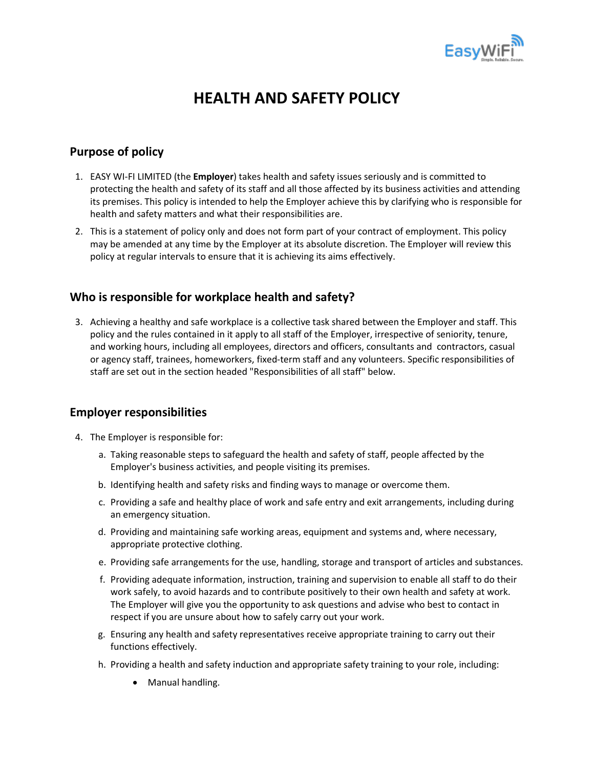# HEALTH AND SAFETY POLICY

## Purpose of policy

1. EASY WI-FI LIMITED (the **Employer**) takes health and safety issues seriously and is committed to protecting the health and safety of its staff and all those affected by its business activities and attending its premises. This policy is intended to help the Employer achieve this by clarifying who is responsible for health and safety matters and what their responsibilities are.
2. This is a statement of policy only and does not form part of your contract of employment. This policy may be amended at any time by the Employer at its absolute discretion. The Employer will review this policy at regular intervals to ensure that it is achieving its aims effectively.

## Who is responsible for workplace health and safety?

3. Achieving a healthy and safe workplace is a collective task shared between the Employer and staff. This policy and the rules contained in it apply to all staff of the Employer, irrespective of seniority, tenure, and working hours, including all employees, directors and officers, consultants and contractors, casual or agency staff, trainees, homeworkers, fixed-term staff and any volunteers. Specific responsibilities of staff are set out in the section headed "Responsibilities of all staff" below.

## Employer responsibilities

4. The Employer is responsible for:
   a. Taking reasonable steps to safeguard the health and safety of staff, people affected by the Employer's business activities, and people visiting its premises.
   b. Identifying health and safety risks and finding ways to manage or overcome them.
   c. Providing a safe and healthy place of work and safe entry and exit arrangements, including during an emergency situation.
   d. Providing and maintaining safe working areas, equipment and systems and, where necessary, appropriate protective clothing.
   e. Providing safe arrangements for the use, handling, storage and transport of articles and substances.
   f. Providing adequate information, instruction, training and supervision to enable all staff to do their work safely, to avoid hazards and to contribute positively to their own health and safety at work. The Employer will give you the opportunity to ask questions and advise who best to contact in respect if you are unsure about how to safely carry out your work.
   g. Ensuring any health and safety representatives receive appropriate training to carry out their functions effectively.
   h. Providing a health and safety induction and appropriate safety training to your role, including:
      - Manual handling.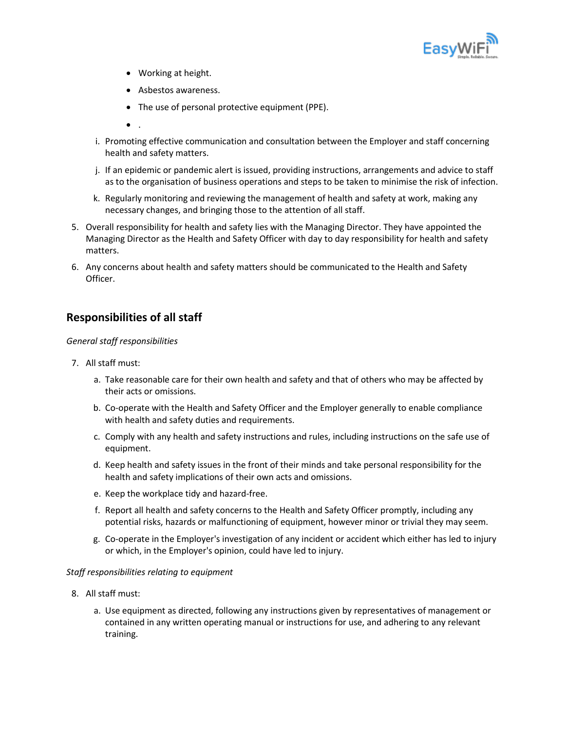- Working at height.
- Asbestos awareness.
- The use of personal protective equipment (PPE).
- .

i. Promoting effective communication and consultation between the Employer and staff concerning health and safety matters.

j. If an epidemic or pandemic alert is issued, providing instructions, arrangements and advice to staff as to the organisation of business operations and steps to be taken to minimise the risk of infection.

k. Regularly monitoring and reviewing the management of health and safety at work, making any necessary changes, and bringing those to the attention of all staff.

5. Overall responsibility for health and safety lies with the Managing Director. They have appointed the Managing Director as the Health and Safety Officer with day to day responsibility for health and safety matters.

6. Any concerns about health and safety matters should be communicated to the Health and Safety Officer.

## Responsibilities of all staff

*General staff responsibilities*

7. All staff must:

   a. Take reasonable care for their own health and safety and that of others who may be affected by their acts or omissions.

   b. Co-operate with the Health and Safety Officer and the Employer generally to enable compliance with health and safety duties and requirements.

   c. Comply with any health and safety instructions and rules, including instructions on the safe use of equipment.

   d. Keep health and safety issues in the front of their minds and take personal responsibility for the health and safety implications of their own acts and omissions.

   e. Keep the workplace tidy and hazard-free.

   f. Report all health and safety concerns to the Health and Safety Officer promptly, including any potential risks, hazards or malfunctioning of equipment, however minor or trivial they may seem.

   g. Co-operate in the Employer's investigation of any incident or accident which either has led to injury or which, in the Employer's opinion, could have led to injury.

*Staff responsibilities relating to equipment*

8. All staff must:

   a. Use equipment as directed, following any instructions given by representatives of management or contained in any written operating manual or instructions for use, and adhering to any relevant training.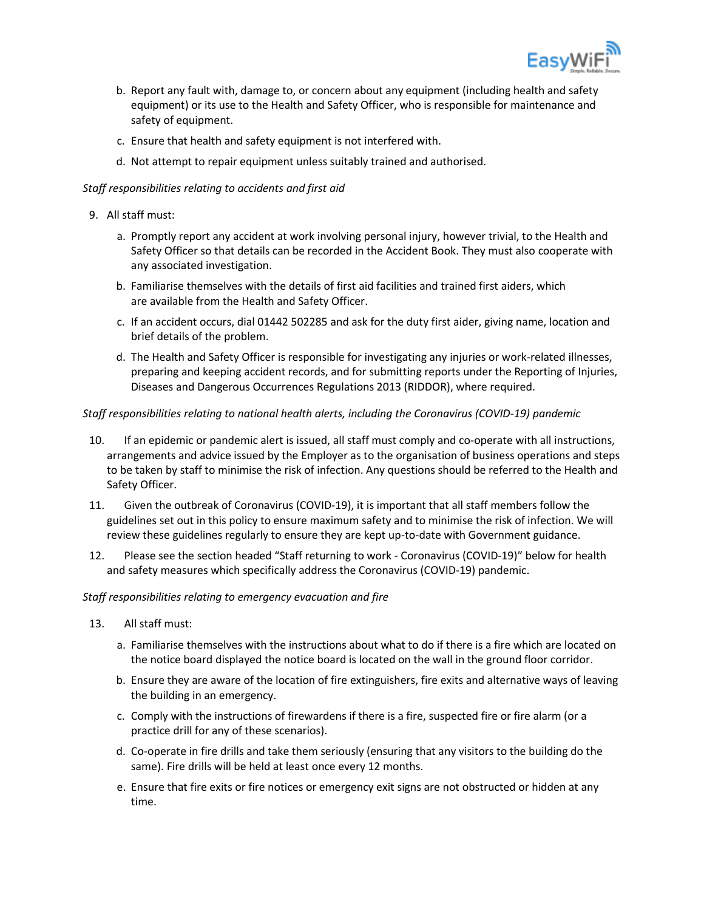b. Report any fault with, damage to, or concern about any equipment (including health and safety equipment) or its use to the Health and Safety Officer, who is responsible for maintenance and safety of equipment.

c. Ensure that health and safety equipment is not interfered with.

d. Not attempt to repair equipment unless suitably trained and authorised.

*Staff responsibilities relating to accidents and first aid*

9. All staff must:

   a. Promptly report any accident at work involving personal injury, however trivial, to the Health and Safety Officer so that details can be recorded in the Accident Book. They must also cooperate with any associated investigation.

   b. Familiarise themselves with the details of first aid facilities and trained first aiders, which are available from the Health and Safety Officer.

   c. If an accident occurs, dial 01442 502285 and ask for the duty first aider, giving name, location and brief details of the problem.

   d. The Health and Safety Officer is responsible for investigating any injuries or work-related illnesses, preparing and keeping accident records, and for submitting reports under the Reporting of Injuries, Diseases and Dangerous Occurrences Regulations 2013 (RIDDOR), where required.

*Staff responsibilities relating to national health alerts, including the Coronavirus (COVID-19) pandemic*

10. If an epidemic or pandemic alert is issued, all staff must comply and co-operate with all instructions, arrangements and advice issued by the Employer as to the organisation of business operations and steps to be taken by staff to minimise the risk of infection. Any questions should be referred to the Health and Safety Officer.

11. Given the outbreak of Coronavirus (COVID-19), it is important that all staff members follow the guidelines set out in this policy to ensure maximum safety and to minimise the risk of infection. We will review these guidelines regularly to ensure they are kept up-to-date with Government guidance.

12. Please see the section headed "Staff returning to work - Coronavirus (COVID-19)" below for health and safety measures which specifically address the Coronavirus (COVID-19) pandemic.

*Staff responsibilities relating to emergency evacuation and fire*

13. All staff must:

    a. Familiarise themselves with the instructions about what to do if there is a fire which are located on the notice board displayed the notice board is located on the wall in the ground floor corridor.

    b. Ensure they are aware of the location of fire extinguishers, fire exits and alternative ways of leaving the building in an emergency.

    c. Comply with the instructions of firewardens if there is a fire, suspected fire or fire alarm (or a practice drill for any of these scenarios).

    d. Co-operate in fire drills and take them seriously (ensuring that any visitors to the building do the same). Fire drills will be held at least once every 12 months.

    e. Ensure that fire exits or fire notices or emergency exit signs are not obstructed or hidden at any time.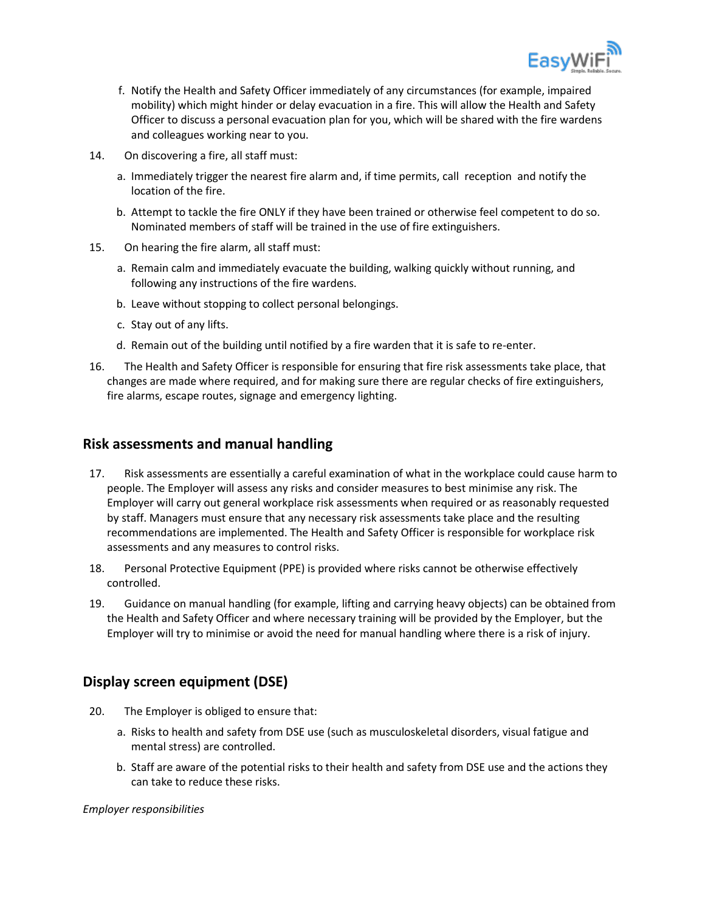f. Notify the Health and Safety Officer immediately of any circumstances (for example, impaired mobility) which might hinder or delay evacuation in a fire. This will allow the Health and Safety Officer to discuss a personal evacuation plan for you, which will be shared with the fire wardens and colleagues working near to you.

14. On discovering a fire, all staff must:

    a. Immediately trigger the nearest fire alarm and, if time permits, call reception and notify the location of the fire.

    b. Attempt to tackle the fire ONLY if they have been trained or otherwise feel competent to do so. Nominated members of staff will be trained in the use of fire extinguishers.

15. On hearing the fire alarm, all staff must:

    a. Remain calm and immediately evacuate the building, walking quickly without running, and following any instructions of the fire wardens.

    b. Leave without stopping to collect personal belongings.

    c. Stay out of any lifts.

    d. Remain out of the building until notified by a fire warden that it is safe to re-enter.

16. The Health and Safety Officer is responsible for ensuring that fire risk assessments take place, that changes are made where required, and for making sure there are regular checks of fire extinguishers, fire alarms, escape routes, signage and emergency lighting.

## Risk assessments and manual handling

17. Risk assessments are essentially a careful examination of what in the workplace could cause harm to people. The Employer will assess any risks and consider measures to best minimise any risk. The Employer will carry out general workplace risk assessments when required or as reasonably requested by staff. Managers must ensure that any necessary risk assessments take place and the resulting recommendations are implemented. The Health and Safety Officer is responsible for workplace risk assessments and any measures to control risks.

18. Personal Protective Equipment (PPE) is provided where risks cannot be otherwise effectively controlled.

19. Guidance on manual handling (for example, lifting and carrying heavy objects) can be obtained from the Health and Safety Officer and where necessary training will be provided by the Employer, but the Employer will try to minimise or avoid the need for manual handling where there is a risk of injury.

## Display screen equipment (DSE)

20. The Employer is obliged to ensure that:

    a. Risks to health and safety from DSE use (such as musculoskeletal disorders, visual fatigue and mental stress) are controlled.

    b. Staff are aware of the potential risks to their health and safety from DSE use and the actions they can take to reduce these risks.

*Employer responsibilities*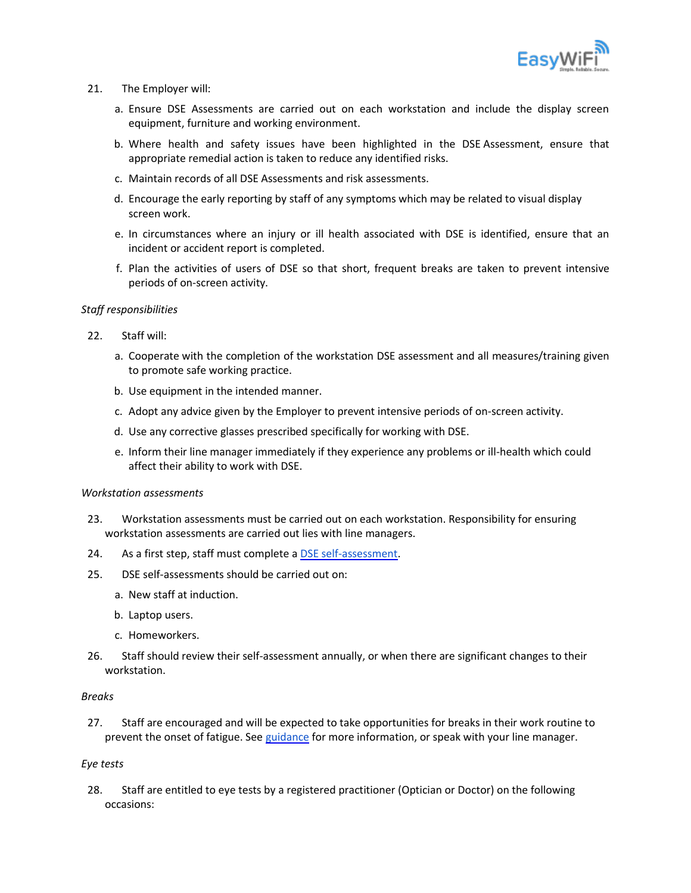21. The Employer will:

    a. Ensure DSE Assessments are carried out on each workstation and include the display screen equipment, furniture and working environment.

    b. Where health and safety issues have been highlighted in the DSE Assessment, ensure that appropriate remedial action is taken to reduce any identified risks.

    c. Maintain records of all DSE Assessments and risk assessments.

    d. Encourage the early reporting by staff of any symptoms which may be related to visual display screen work.

    e. In circumstances where an injury or ill health associated with DSE is identified, ensure that an incident or accident report is completed.

    f. Plan the activities of users of DSE so that short, frequent breaks are taken to prevent intensive periods of on-screen activity.

*Staff responsibilities*

22. Staff will:

    a. Cooperate with the completion of the workstation DSE assessment and all measures/training given to promote safe working practice.

    b. Use equipment in the intended manner.

    c. Adopt any advice given by the Employer to prevent intensive periods of on-screen activity.

    d. Use any corrective glasses prescribed specifically for working with DSE.

    e. Inform their line manager immediately if they experience any problems or ill-health which could affect their ability to work with DSE.

*Workstation assessments*

23. Workstation assessments must be carried out on each workstation. Responsibility for ensuring workstation assessments are carried out lies with line managers.

24. As a first step, staff must complete a DSE self-assessment.

25. DSE self-assessments should be carried out on:

    a. New staff at induction.

    b. Laptop users.

    c. Homeworkers.

26. Staff should review their self-assessment annually, or when there are significant changes to their workstation.

*Breaks*

27. Staff are encouraged and will be expected to take opportunities for breaks in their work routine to prevent the onset of fatigue. See guidance for more information, or speak with your line manager.

*Eye tests*

28. Staff are entitled to eye tests by a registered practitioner (Optician or Doctor) on the following occasions: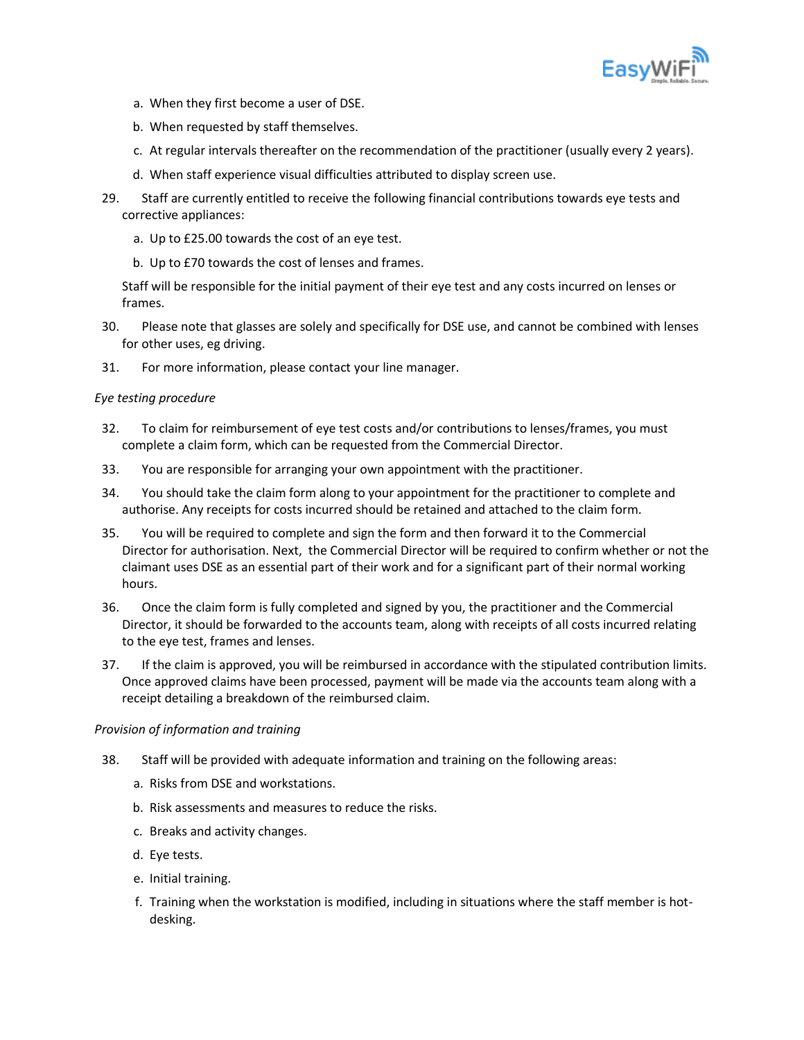a. When they first become a user of DSE.

b. When requested by staff themselves.

c. At regular intervals thereafter on the recommendation of the practitioner (usually every 2 years).

d. When staff experience visual difficulties attributed to display screen use.

29. Staff are currently entitled to receive the following financial contributions towards eye tests and corrective appliances:

    a. Up to £25.00 towards the cost of an eye test.

    b. Up to £70 towards the cost of lenses and frames.

    Staff will be responsible for the initial payment of their eye test and any costs incurred on lenses or frames.

30. Please note that glasses are solely and specifically for DSE use, and cannot be combined with lenses for other uses, eg driving.

31. For more information, please contact your line manager.

*Eye testing procedure*

32. To claim for reimbursement of eye test costs and/or contributions to lenses/frames, you must complete a claim form, which can be requested from the Commercial Director.

33. You are responsible for arranging your own appointment with the practitioner.

34. You should take the claim form along to your appointment for the practitioner to complete and authorise. Any receipts for costs incurred should be retained and attached to the claim form.

35. You will be required to complete and sign the form and then forward it to the Commercial Director for authorisation. Next, the Commercial Director will be required to confirm whether or not the claimant uses DSE as an essential part of their work and for a significant part of their normal working hours.

36. Once the claim form is fully completed and signed by you, the practitioner and the Commercial Director, it should be forwarded to the accounts team, along with receipts of all costs incurred relating to the eye test, frames and lenses.

37. If the claim is approved, you will be reimbursed in accordance with the stipulated contribution limits. Once approved claims have been processed, payment will be made via the accounts team along with a receipt detailing a breakdown of the reimbursed claim.

*Provision of information and training*

38. Staff will be provided with adequate information and training on the following areas:

    a. Risks from DSE and workstations.

    b. Risk assessments and measures to reduce the risks.

    c. Breaks and activity changes.

    d. Eye tests.

    e. Initial training.

    f. Training when the workstation is modified, including in situations where the staff member is hot-desking.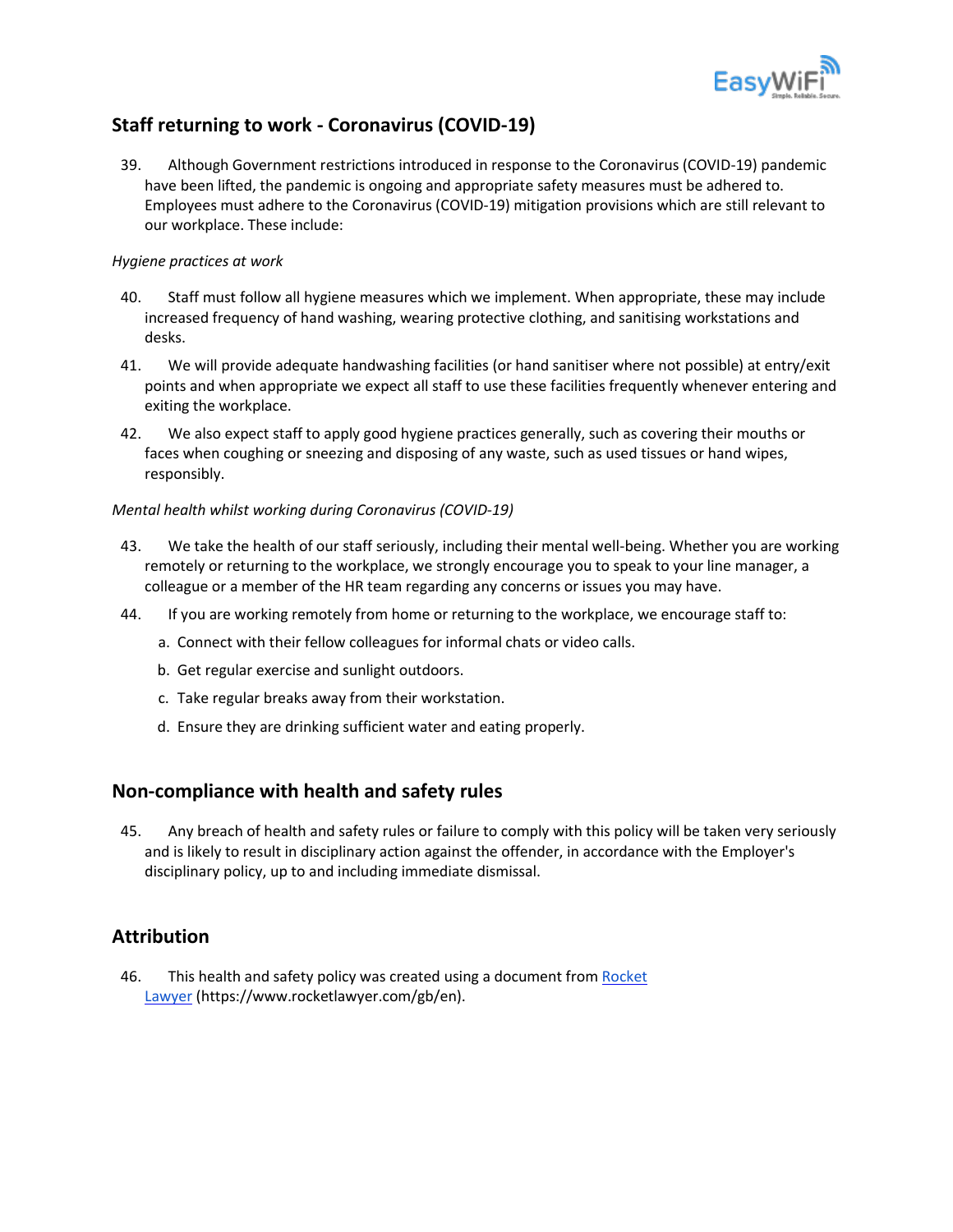## Staff returning to work - Coronavirus (COVID-19)

39. Although Government restrictions introduced in response to the Coronavirus (COVID-19) pandemic have been lifted, the pandemic is ongoing and appropriate safety measures must be adhered to. Employees must adhere to the Coronavirus (COVID-19) mitigation provisions which are still relevant to our workplace. These include:

*Hygiene practices at work*

40. Staff must follow all hygiene measures which we implement. When appropriate, these may include increased frequency of hand washing, wearing protective clothing, and sanitising workstations and desks.

41. We will provide adequate handwashing facilities (or hand sanitiser where not possible) at entry/exit points and when appropriate we expect all staff to use these facilities frequently whenever entering and exiting the workplace.

42. We also expect staff to apply good hygiene practices generally, such as covering their mouths or faces when coughing or sneezing and disposing of any waste, such as used tissues or hand wipes, responsibly.

*Mental health whilst working during Coronavirus (COVID-19)*

43. We take the health of our staff seriously, including their mental well-being. Whether you are working remotely or returning to the workplace, we strongly encourage you to speak to your line manager, a colleague or a member of the HR team regarding any concerns or issues you may have.

44. If you are working remotely from home or returning to the workplace, we encourage staff to:

   a. Connect with their fellow colleagues for informal chats or video calls.

   b. Get regular exercise and sunlight outdoors.

   c. Take regular breaks away from their workstation.

   d. Ensure they are drinking sufficient water and eating properly.

## Non-compliance with health and safety rules

45. Any breach of health and safety rules or failure to comply with this policy will be taken very seriously and is likely to result in disciplinary action against the offender, in accordance with the Employer's disciplinary policy, up to and including immediate dismissal.

## Attribution

46. This health and safety policy was created using a document from [Rocket Lawyer](https://www.rocketlawyer.com/gb/en) (https://www.rocketlawyer.com/gb/en).